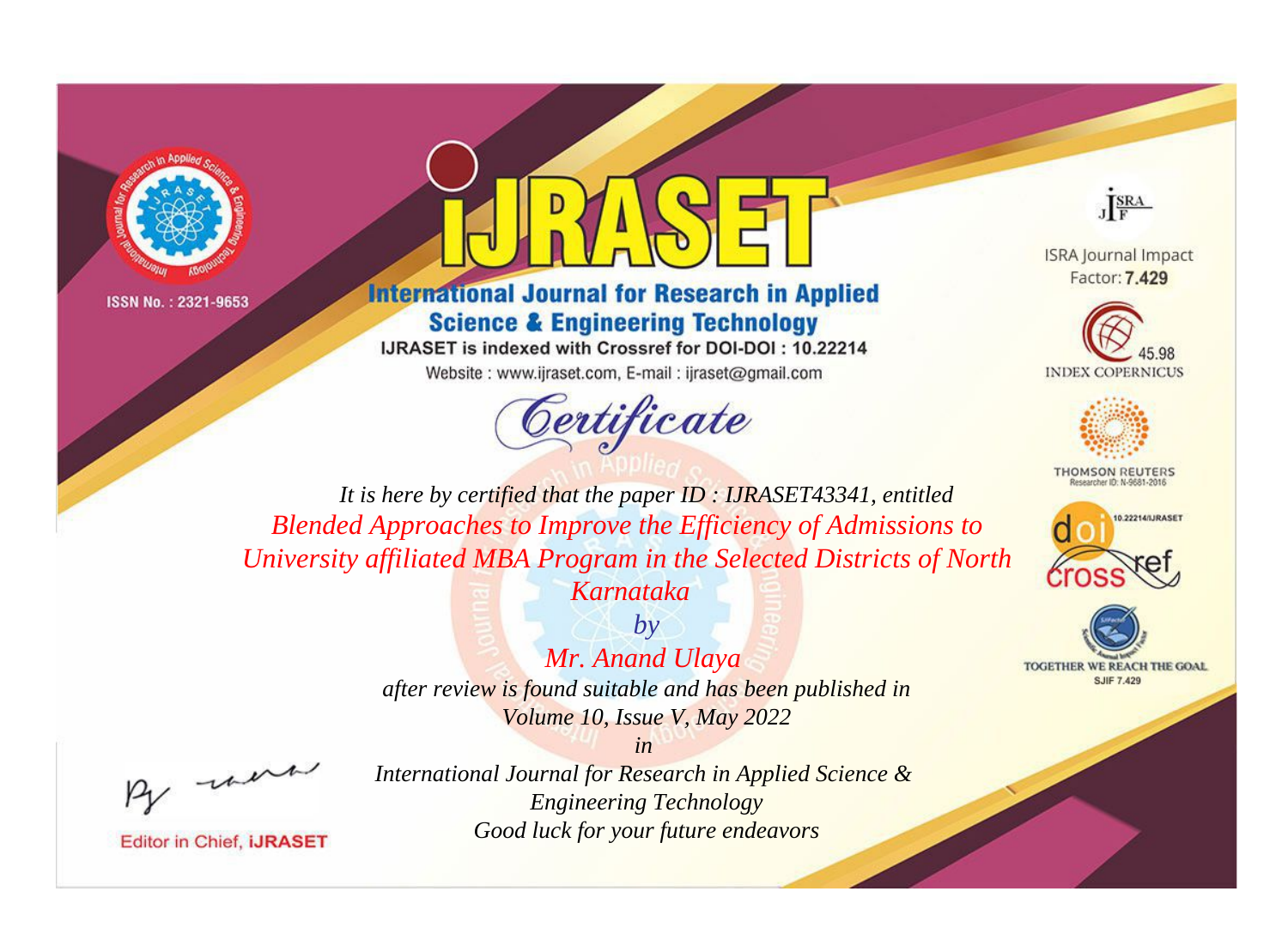ISSN No. : 2321-9653

# iJRASET

## International Journal for Research in Applied Science & Engineering Technology

IJRASET is indexed with Crossref for DOI-DOI : 10.22214

Website : www.ijraset.com, E-mail : ijraset@gmail.com

ISRA Journal Impact Factor: **7.429**

45.98 INDEX COPERNICUS

THOMSON REUTERS Researcher ID: N-9681-2016

10.22214/IJRASET

TOGETHER WE REACH THE GOAL SJIF 7.429

# Certificate

*It is here by certified that the paper ID : IJRASET43341, entitled*

*Blended Approaches to Improve the Efficiency of Admissions to University affiliated MBA Program in the Selected Districts of North Karnataka*

*by*

*Mr. Anand Ulaya*

*after review is found suitable and has been published in*

*Volume 10, Issue V, May 2022*

*in*

*International Journal for Research in Applied Science & Engineering Technology*

*Good luck for your future endeavors*

Editor in Chief, iJRASET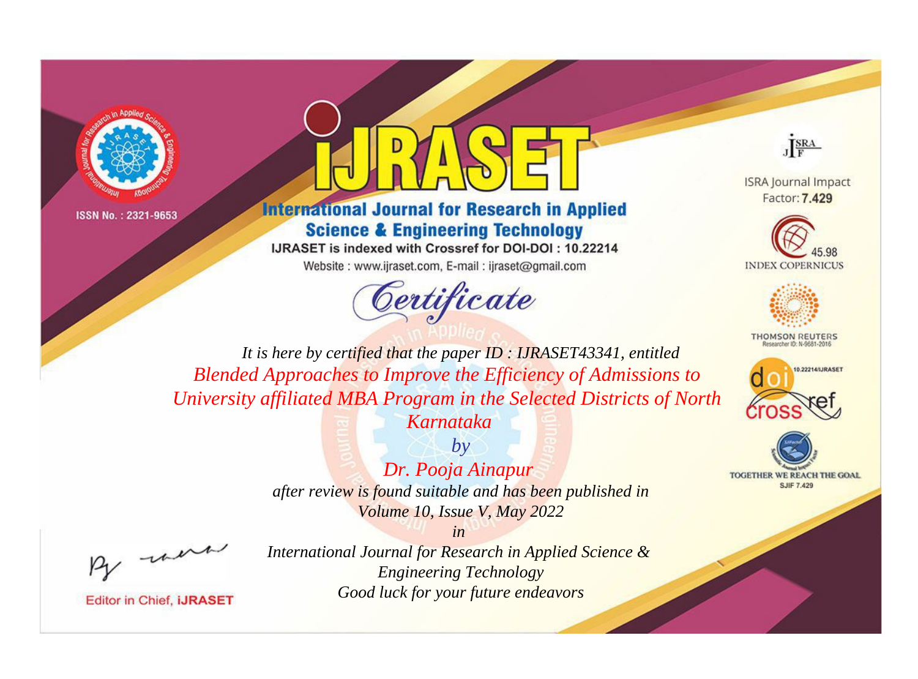ISSN No. : 2321-9653

# International Journal for Research in Applied Science & Engineering Technology

IJRASET is indexed with Crossref for DOI-DOI : 10.22214

Website : www.ijraset.com, E-mail : ijraset@gmail.com

## Certificate

*It is here by certified that the paper ID : IJRASET43341, entitled*

*Blended Approaches to Improve the Efficiency of Admissions to University affiliated MBA Program in the Selected Districts of North Karnataka*

*by*

*Dr. Pooja Ainapur*

*after review is found suitable and has been published in*

*Volume 10, Issue V, May 2022*

*in*

*International Journal for Research in Applied Science & Engineering Technology*

*Good luck for your future endeavors*

Editor in Chief, IJRASET

ISRA Journal Impact Factor: **7.429**

45.98 INDEX COPERNICUS

THOMSON REUTERS Researcher ID: N-9681-2016

10.22214/IJRASET

TOGETHER WE REACH THE GOAL SJIF 7.429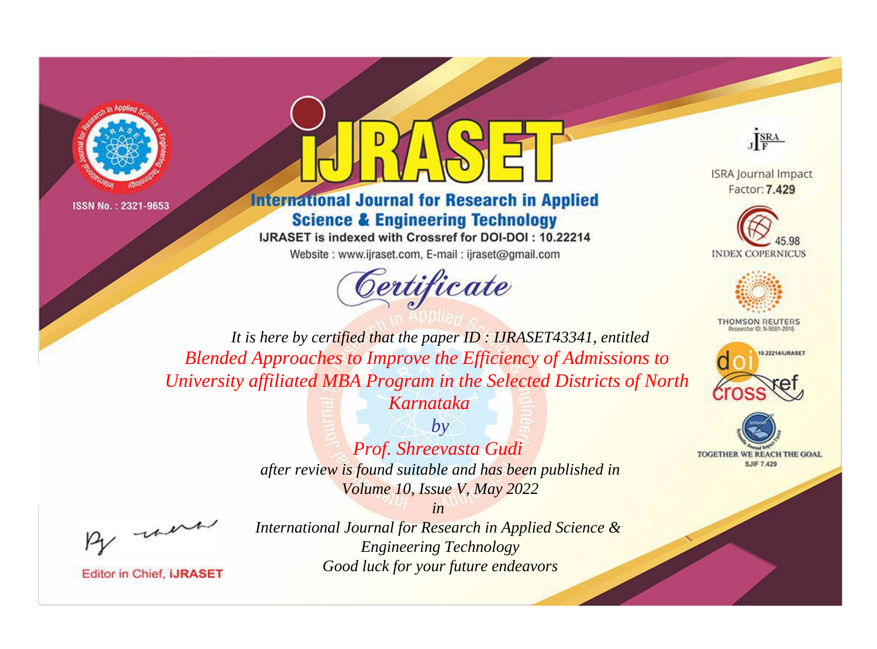ISSN No. : 2321-9653

# iJRASET

## International Journal for Research in Applied Science & Engineering Technology

IJRASET is indexed with Crossref for DOI-DOI : 10.22214

Website : www.ijraset.com, E-mail : ijraset@gmail.com

ISRA Journal Impact Factor: **7.429**

45.98 INDEX COPERNICUS

THOMSON REUTERS Researcher ID: N-9681-2016

10.22214/IJRASET

TOGETHER WE REACH THE GOAL SJIF 7.429

# *Certificate*

*It is here by certified that the paper ID : IJRASET43341, entitled*

*Blended Approaches to Improve the Efficiency of Admissions to University affiliated MBA Program in the Selected Districts of North Karnataka*

*by*

*Prof. Shreevasta Gudi*

*after review is found suitable and has been published in*

*Volume 10, Issue V, May 2022*

*in*

*International Journal for Research in Applied Science & Engineering Technology*

*Good luck for your future endeavors*

Editor in Chief, **iJRASET**